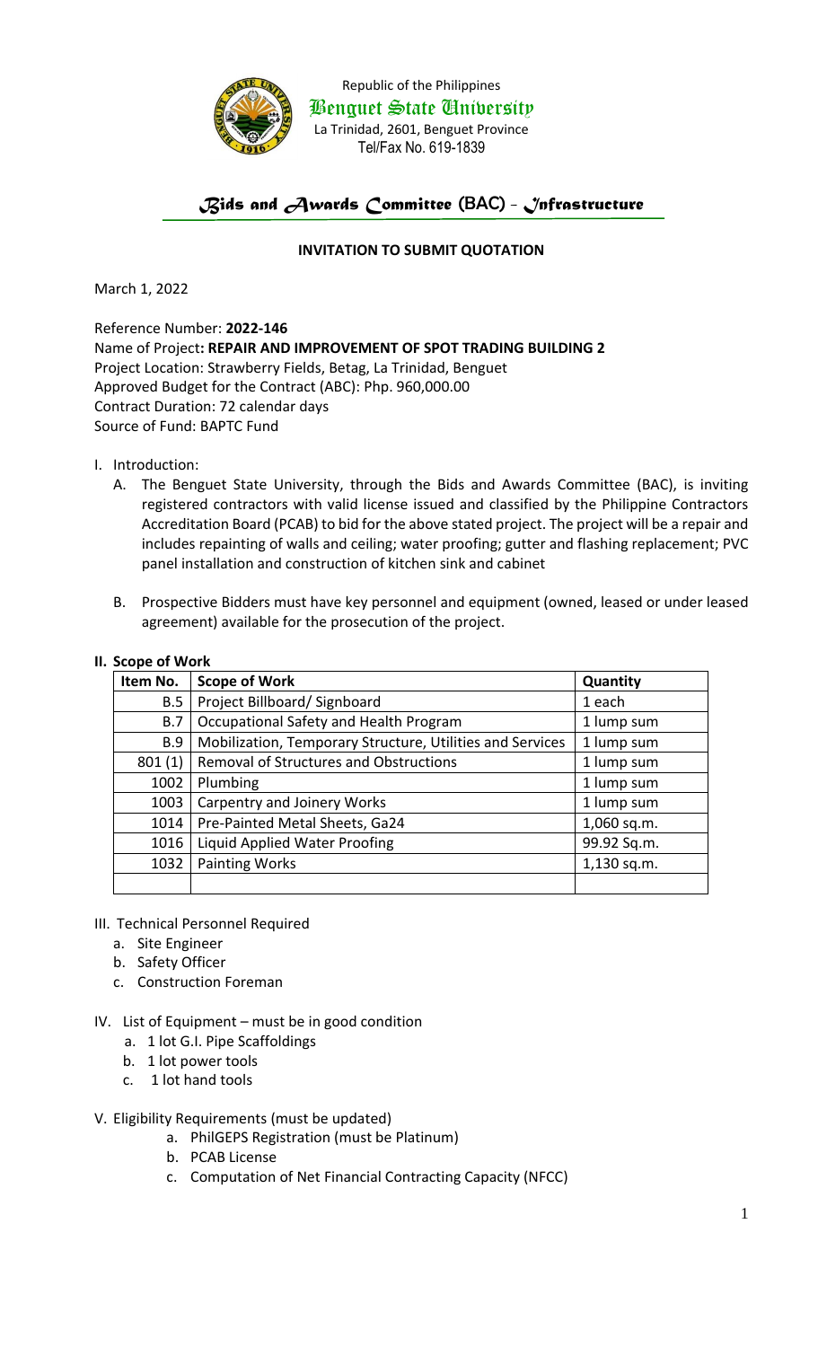Republic of the Philippines
Benguet State University
La Trinidad, 2601, Benguet Province
Tel/Fax No. 619-1839

## Bids and Awards Committee (BAC) - Infrastructure

### INVITATION TO SUBMIT QUOTATION

March 1, 2022

Reference Number: **2022-146**
Name of Project**: REPAIR AND IMPROVEMENT OF SPOT TRADING BUILDING 2**
Project Location: Strawberry Fields, Betag, La Trinidad, Benguet
Approved Budget for the Contract (ABC): Php. 960,000.00
Contract Duration: 72 calendar days
Source of Fund: BAPTC Fund

I. Introduction:

A. The Benguet State University, through the Bids and Awards Committee (BAC), is inviting registered contractors with valid license issued and classified by the Philippine Contractors Accreditation Board (PCAB) to bid for the above stated project. The project will be a repair and includes repainting of walls and ceiling; water proofing; gutter and flashing replacement; PVC panel installation and construction of kitchen sink and cabinet

B. Prospective Bidders must have key personnel and equipment (owned, leased or under leased agreement) available for the prosecution of the project.

**II. Scope of Work**

| Item No. | Scope of Work | Quantity |
|---|---|---|
| B.5 | Project Billboard/ Signboard | 1 each |
| B.7 | Occupational Safety and Health Program | 1 lump sum |
| B.9 | Mobilization, Temporary Structure, Utilities and Services | 1 lump sum |
| 801 (1) | Removal of Structures and Obstructions | 1 lump sum |
| 1002 | Plumbing | 1 lump sum |
| 1003 | Carpentry and Joinery Works | 1 lump sum |
| 1014 | Pre-Painted Metal Sheets, Ga24 | 1,060 sq.m. |
| 1016 | Liquid Applied Water Proofing | 99.92 Sq.m. |
| 1032 | Painting Works | 1,130 sq.m. |
| | | |

III. Technical Personnel Required

a. Site Engineer
b. Safety Officer
c. Construction Foreman

IV. List of Equipment – must be in good condition

a. 1 lot G.I. Pipe Scaffoldings
b. 1 lot power tools
c. 1 lot hand tools

V. Eligibility Requirements (must be updated)

a. PhilGEPS Registration (must be Platinum)
b. PCAB License
c. Computation of Net Financial Contracting Capacity (NFCC)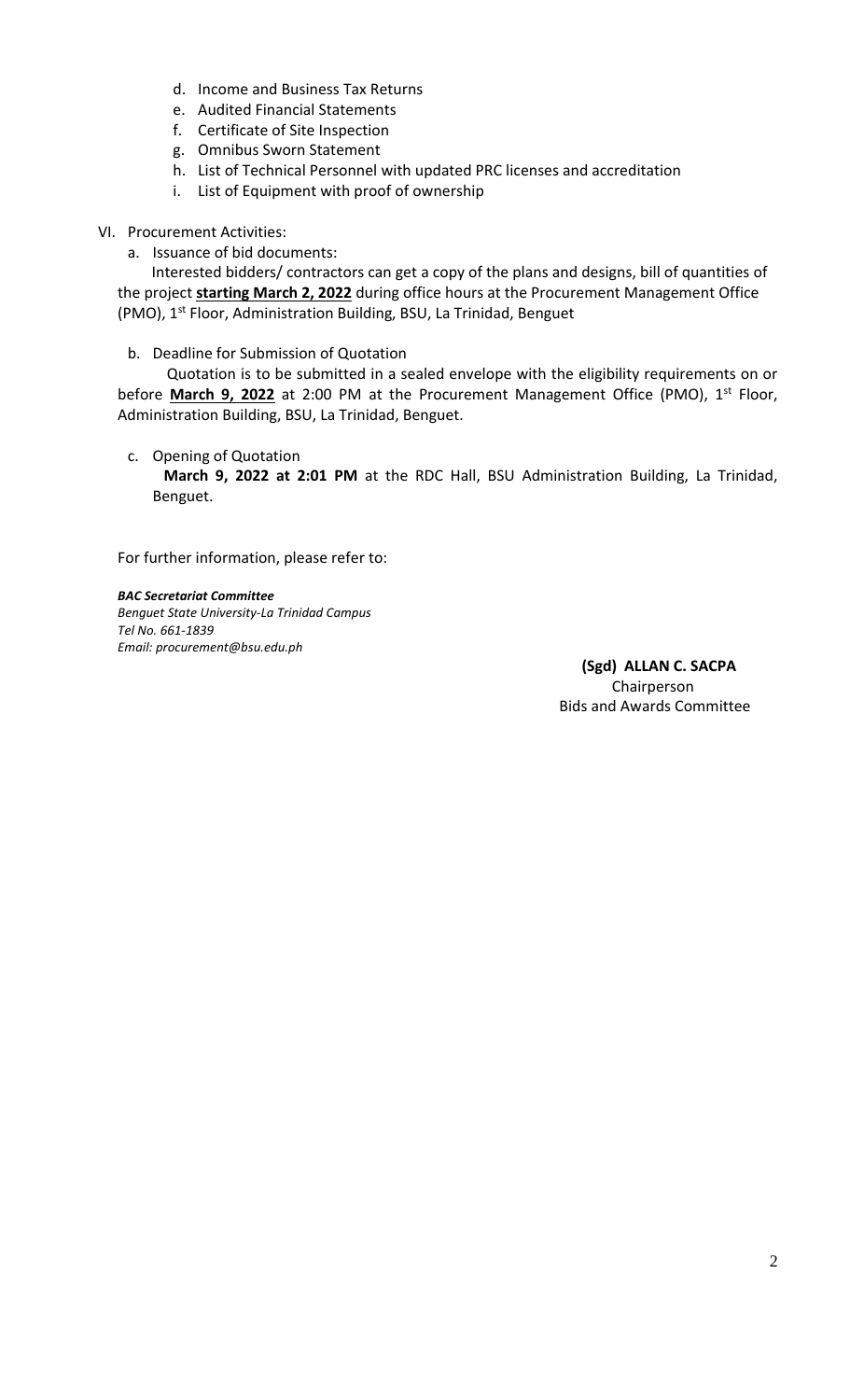d. Income and Business Tax Returns
e. Audited Financial Statements
f. Certificate of Site Inspection
g. Omnibus Sworn Statement
h. List of Technical Personnel with updated PRC licenses and accreditation
i. List of Equipment with proof of ownership

VI. Procurement Activities:

a. Issuance of bid documents:

Interested bidders/ contractors can get a copy of the plans and designs, bill of quantities of the project **starting March 2, 2022** during office hours at the Procurement Management Office (PMO), 1st Floor, Administration Building, BSU, La Trinidad, Benguet

b. Deadline for Submission of Quotation

Quotation is to be submitted in a sealed envelope with the eligibility requirements on or before **March 9, 2022** at 2:00 PM at the Procurement Management Office (PMO), 1st Floor, Administration Building, BSU, La Trinidad, Benguet.

c. Opening of Quotation

**March 9, 2022 at 2:01 PM** at the RDC Hall, BSU Administration Building, La Trinidad, Benguet.

For further information, please refer to:

***BAC Secretariat Committee***
*Benguet State University-La Trinidad Campus*
*Tel No. 661-1839*
*Email: procurement@bsu.edu.ph*

**(Sgd) ALLAN C. SACPA**
Chairperson
Bids and Awards Committee